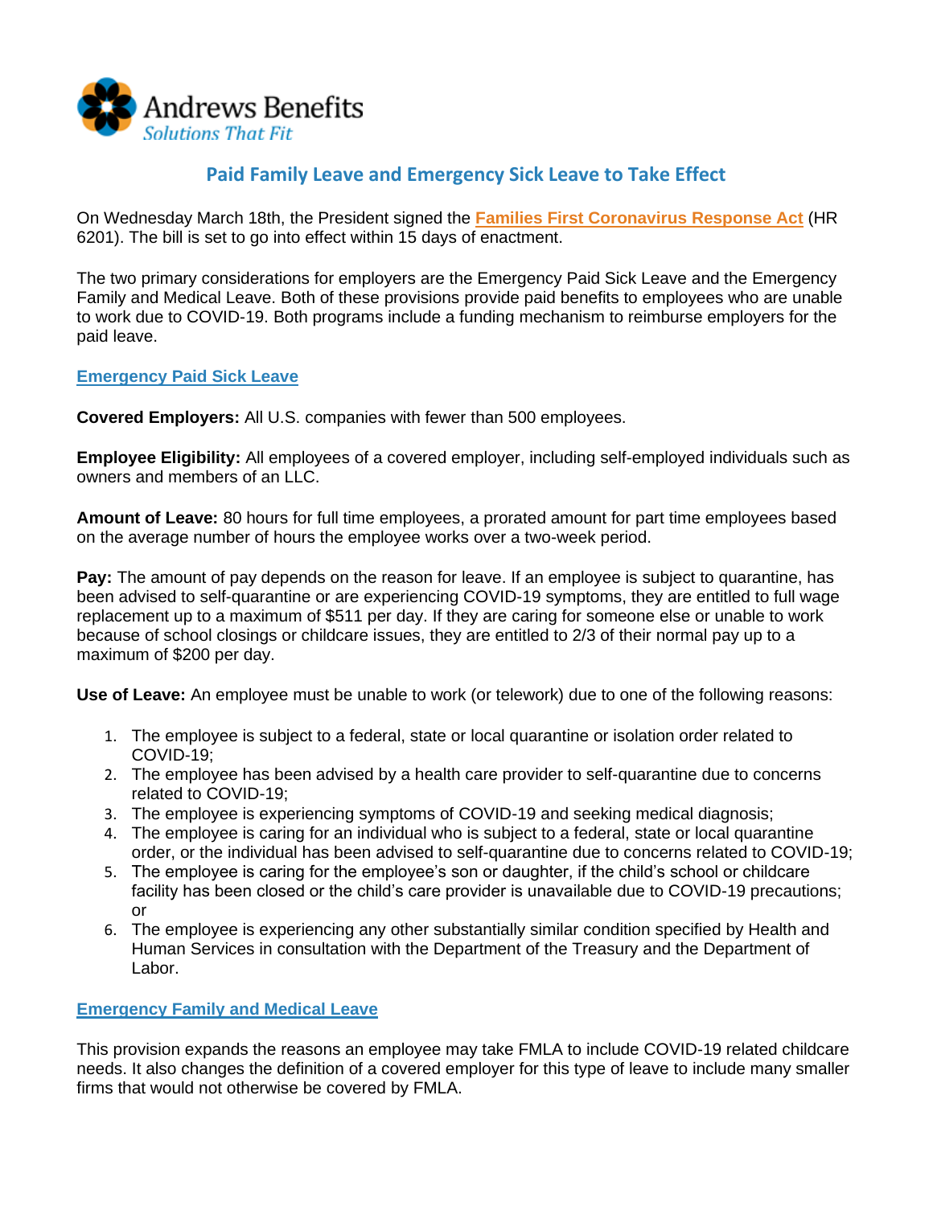Andrews Benefits
*Solutions That Fit*

# Paid Family Leave and Emergency Sick Leave to Take Effect

On Wednesday March 18th, the President signed the **Families First Coronavirus Response Act** (HR 6201). The bill is set to go into effect within 15 days of enactment.

The two primary considerations for employers are the Emergency Paid Sick Leave and the Emergency Family and Medical Leave. Both of these provisions provide paid benefits to employees who are unable to work due to COVID-19. Both programs include a funding mechanism to reimburse employers for the paid leave.

## Emergency Paid Sick Leave

**Covered Employers:** All U.S. companies with fewer than 500 employees.

**Employee Eligibility:** All employees of a covered employer, including self-employed individuals such as owners and members of an LLC.

**Amount of Leave:** 80 hours for full time employees, a prorated amount for part time employees based on the average number of hours the employee works over a two-week period.

**Pay:** The amount of pay depends on the reason for leave. If an employee is subject to quarantine, has been advised to self-quarantine or are experiencing COVID-19 symptoms, they are entitled to full wage replacement up to a maximum of $511 per day. If they are caring for someone else or unable to work because of school closings or childcare issues, they are entitled to 2/3 of their normal pay up to a maximum of $200 per day.

**Use of Leave:** An employee must be unable to work (or telework) due to one of the following reasons:

1. The employee is subject to a federal, state or local quarantine or isolation order related to COVID-19;
2. The employee has been advised by a health care provider to self-quarantine due to concerns related to COVID-19;
3. The employee is experiencing symptoms of COVID-19 and seeking medical diagnosis;
4. The employee is caring for an individual who is subject to a federal, state or local quarantine order, or the individual has been advised to self-quarantine due to concerns related to COVID-19;
5. The employee is caring for the employee's son or daughter, if the child's school or childcare facility has been closed or the child's care provider is unavailable due to COVID-19 precautions; or
6. The employee is experiencing any other substantially similar condition specified by Health and Human Services in consultation with the Department of the Treasury and the Department of Labor.

## Emergency Family and Medical Leave

This provision expands the reasons an employee may take FMLA to include COVID-19 related childcare needs. It also changes the definition of a covered employer for this type of leave to include many smaller firms that would not otherwise be covered by FMLA.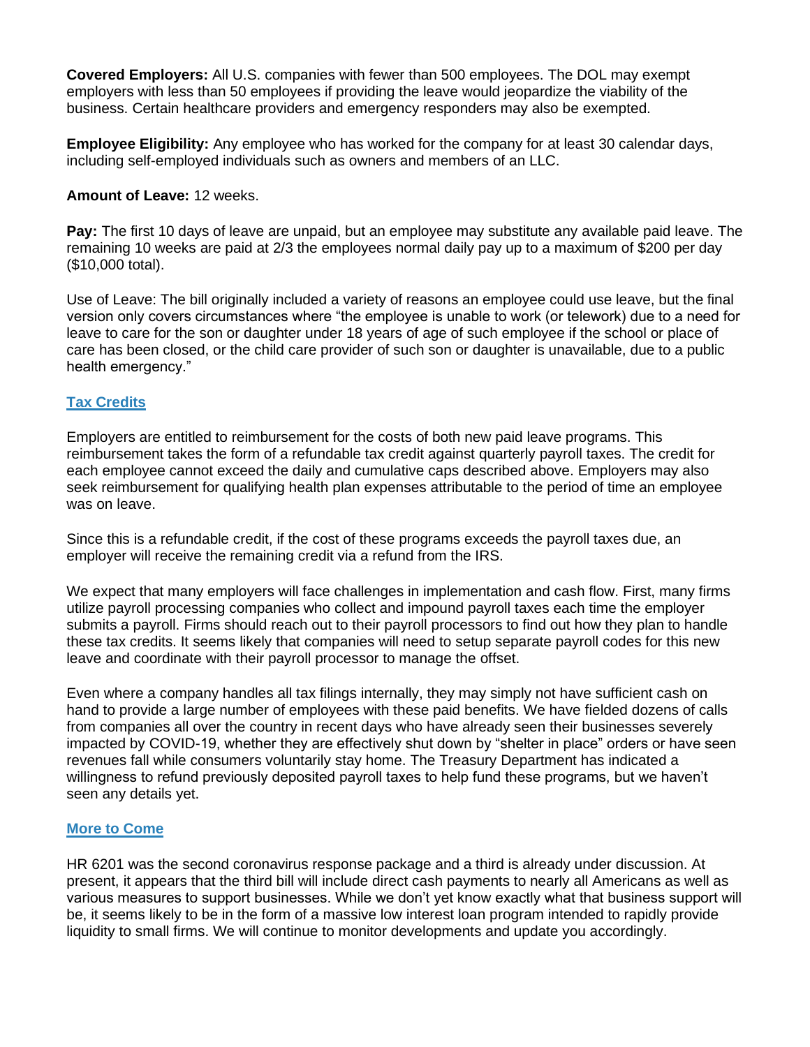**Covered Employers:** All U.S. companies with fewer than 500 employees. The DOL may exempt employers with less than 50 employees if providing the leave would jeopardize the viability of the business. Certain healthcare providers and emergency responders may also be exempted.

**Employee Eligibility:** Any employee who has worked for the company for at least 30 calendar days, including self-employed individuals such as owners and members of an LLC.

**Amount of Leave:** 12 weeks.

**Pay:** The first 10 days of leave are unpaid, but an employee may substitute any available paid leave. The remaining 10 weeks are paid at 2/3 the employees normal daily pay up to a maximum of $200 per day ($10,000 total).

Use of Leave: The bill originally included a variety of reasons an employee could use leave, but the final version only covers circumstances where "the employee is unable to work (or telework) due to a need for leave to care for the son or daughter under 18 years of age of such employee if the school or place of care has been closed, or the child care provider of such son or daughter is unavailable, due to a public health emergency."

## Tax Credits

Employers are entitled to reimbursement for the costs of both new paid leave programs. This reimbursement takes the form of a refundable tax credit against quarterly payroll taxes. The credit for each employee cannot exceed the daily and cumulative caps described above. Employers may also seek reimbursement for qualifying health plan expenses attributable to the period of time an employee was on leave.

Since this is a refundable credit, if the cost of these programs exceeds the payroll taxes due, an employer will receive the remaining credit via a refund from the IRS.

We expect that many employers will face challenges in implementation and cash flow. First, many firms utilize payroll processing companies who collect and impound payroll taxes each time the employer submits a payroll. Firms should reach out to their payroll processors to find out how they plan to handle these tax credits. It seems likely that companies will need to setup separate payroll codes for this new leave and coordinate with their payroll processor to manage the offset.

Even where a company handles all tax filings internally, they may simply not have sufficient cash on hand to provide a large number of employees with these paid benefits. We have fielded dozens of calls from companies all over the country in recent days who have already seen their businesses severely impacted by COVID-19, whether they are effectively shut down by "shelter in place" orders or have seen revenues fall while consumers voluntarily stay home. The Treasury Department has indicated a willingness to refund previously deposited payroll taxes to help fund these programs, but we haven't seen any details yet.

## More to Come

HR 6201 was the second coronavirus response package and a third is already under discussion. At present, it appears that the third bill will include direct cash payments to nearly all Americans as well as various measures to support businesses. While we don't yet know exactly what that business support will be, it seems likely to be in the form of a massive low interest loan program intended to rapidly provide liquidity to small firms. We will continue to monitor developments and update you accordingly.